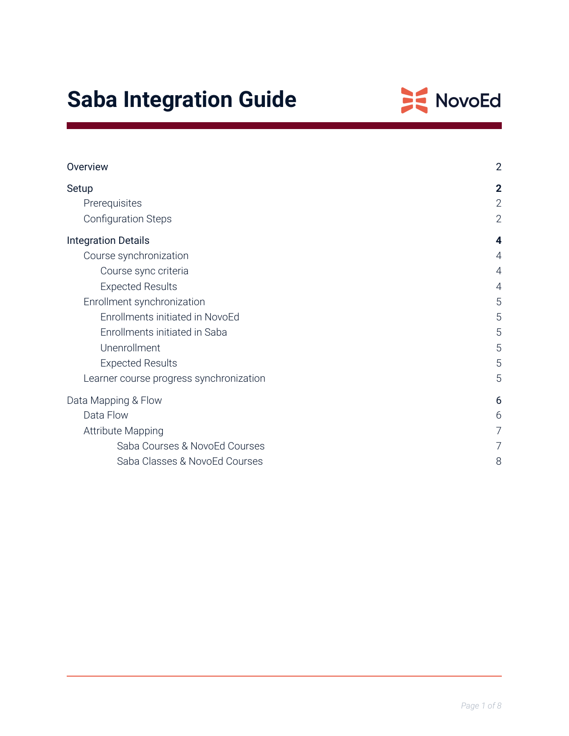# Saba Integration Guide

NovoEd

| | |
|---|---|
| Overview | 2 |
| **Setup** | **2** |
| Prerequisites | 2 |
| Configuration Steps | 2 |
| **Integration Details** | **4** |
| Course synchronization | 4 |
| Course sync criteria | 4 |
| Expected Results | 4 |
| Enrollment synchronization | 5 |
| Enrollments initiated in NovoEd | 5 |
| Enrollments initiated in Saba | 5 |
| Unenrollment | 5 |
| Expected Results | 5 |
| Learner course progress synchronization | 5 |
| Data Mapping & Flow | 6 |
| Data Flow | 6 |
| Attribute Mapping | 7 |
| Saba Courses & NovoEd Courses | 7 |
| Saba Classes & NovoEd Courses | 8 |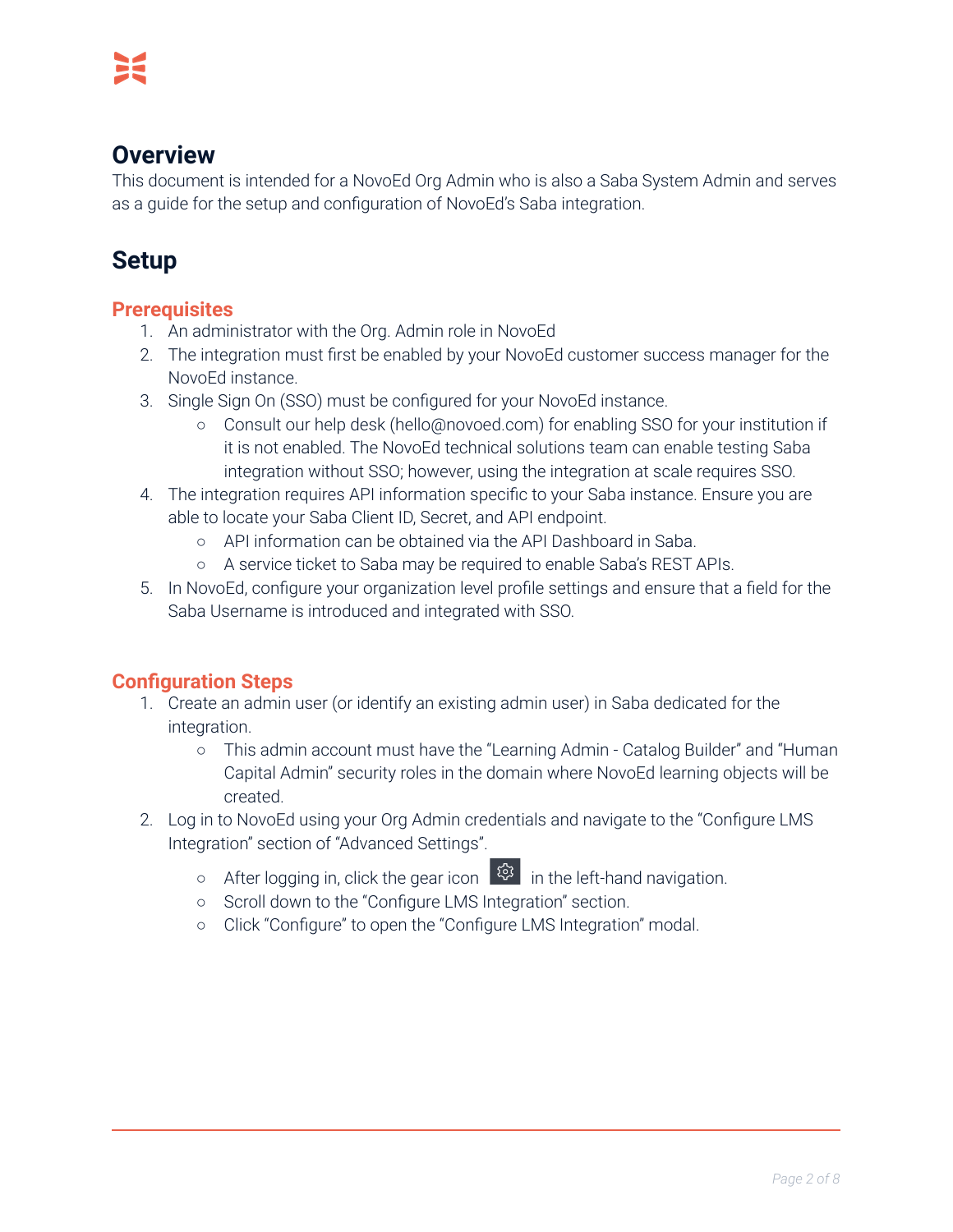# Overview

This document is intended for a NovoEd Org Admin who is also a Saba System Admin and serves as a guide for the setup and configuration of NovoEd's Saba integration.

# Setup

## Prerequisites

1. An administrator with the Org. Admin role in NovoEd
2. The integration must first be enabled by your NovoEd customer success manager for the NovoEd instance.
3. Single Sign On (SSO) must be configured for your NovoEd instance.
   - Consult our help desk (hello@novoed.com) for enabling SSO for your institution if it is not enabled. The NovoEd technical solutions team can enable testing Saba integration without SSO; however, using the integration at scale requires SSO.
4. The integration requires API information specific to your Saba instance. Ensure you are able to locate your Saba Client ID, Secret, and API endpoint.
   - API information can be obtained via the API Dashboard in Saba.
   - A service ticket to Saba may be required to enable Saba's REST APIs.
5. In NovoEd, configure your organization level profile settings and ensure that a field for the Saba Username is introduced and integrated with SSO.

## Configuration Steps

1. Create an admin user (or identify an existing admin user) in Saba dedicated for the integration.
   - This admin account must have the "Learning Admin - Catalog Builder" and "Human Capital Admin" security roles in the domain where NovoEd learning objects will be created.
2. Log in to NovoEd using your Org Admin credentials and navigate to the "Configure LMS Integration" section of "Advanced Settings".
   - After logging in, click the gear icon in the left-hand navigation.
   - Scroll down to the "Configure LMS Integration" section.
   - Click "Configure" to open the "Configure LMS Integration" modal.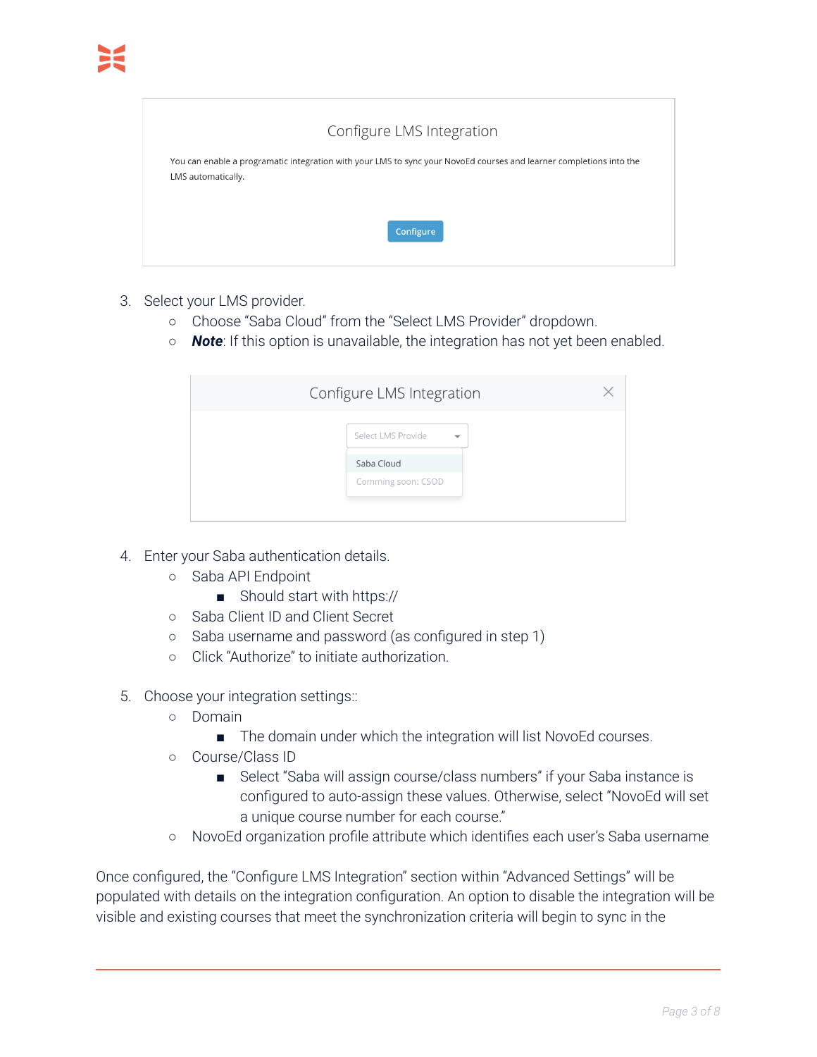Configure LMS Integration

You can enable a programatic integration with your LMS to sync your NovoEd courses and learner completions into the LMS automatically.

Configure

3. Select your LMS provider.
   - Choose “Saba Cloud” from the “Select LMS Provider” dropdown.
   - ***Note***: If this option is unavailable, the integration has not yet been enabled.

Configure LMS Integration

Select LMS Provide

Saba Cloud

Comming soon: CSOD

4. Enter your Saba authentication details.
   - Saba API Endpoint
     - Should start with https://
   - Saba Client ID and Client Secret
   - Saba username and password (as configured in step 1)
   - Click “Authorize” to initiate authorization.

5. Choose your integration settings::
   - Domain
     - The domain under which the integration will list NovoEd courses.
   - Course/Class ID
     - Select “Saba will assign course/class numbers” if your Saba instance is configured to auto-assign these values. Otherwise, select “NovoEd will set a unique course number for each course.”
   - NovoEd organization profile attribute which identifies each user’s Saba username

Once configured, the “Configure LMS Integration” section within “Advanced Settings” will be populated with details on the integration configuration. An option to disable the integration will be visible and existing courses that meet the synchronization criteria will begin to sync in the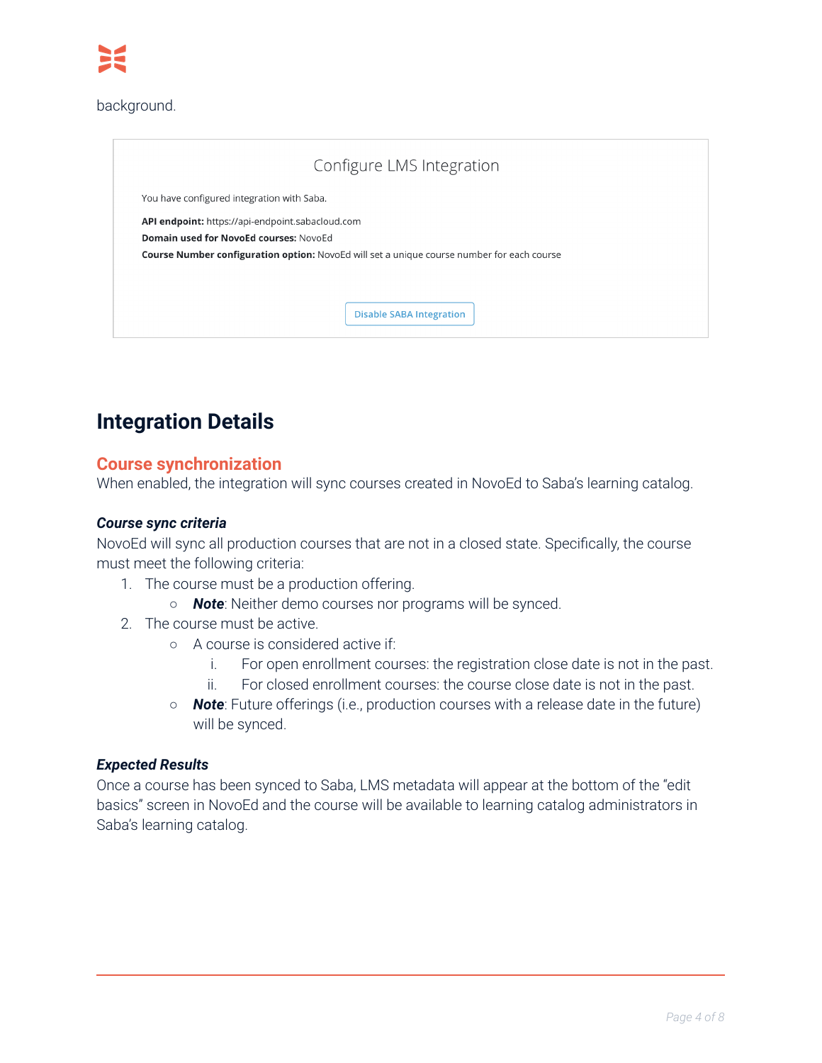background.

Configure LMS Integration

You have configured integration with Saba.

**API endpoint:** https://api-endpoint.sabacloud.com
**Domain used for NovoEd courses:** NovoEd
**Course Number configuration option:** NovoEd will set a unique course number for each course

Disable SABA Integration

# Integration Details

## Course synchronization

When enabled, the integration will sync courses created in NovoEd to Saba's learning catalog.

### *Course sync criteria*

NovoEd will sync all production courses that are not in a closed state. Specifically, the course must meet the following criteria:

1. The course must be a production offering.
   - ***Note***: Neither demo courses nor programs will be synced.
2. The course must be active.
   - A course is considered active if:
     1. For open enrollment courses: the registration close date is not in the past.
     2. For closed enrollment courses: the course close date is not in the past.
   - ***Note***: Future offerings (i.e., production courses with a release date in the future) will be synced.

### *Expected Results*

Once a course has been synced to Saba, LMS metadata will appear at the bottom of the "edit basics" screen in NovoEd and the course will be available to learning catalog administrators in Saba's learning catalog.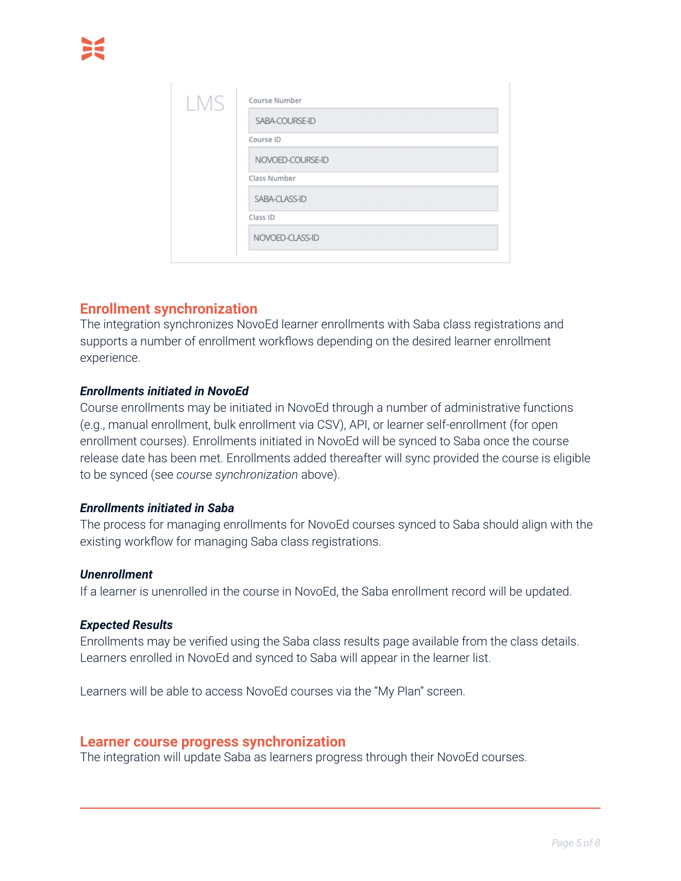LMS

Course Number

SABA-COURSE-ID

Course ID

NOVOED-COURSE-ID

Class Number

SABA-CLASS-ID

Class ID

NOVOED-CLASS-ID

## Enrollment synchronization

The integration synchronizes NovoEd learner enrollments with Saba class registrations and supports a number of enrollment workflows depending on the desired learner enrollment experience.

### *Enrollments initiated in NovoEd*

Course enrollments may be initiated in NovoEd through a number of administrative functions (e.g., manual enrollment, bulk enrollment via CSV), API, or learner self-enrollment (for open enrollment courses). Enrollments initiated in NovoEd will be synced to Saba once the course release date has been met. Enrollments added thereafter will sync provided the course is eligible to be synced (see *course synchronization* above).

### *Enrollments initiated in Saba*

The process for managing enrollments for NovoEd courses synced to Saba should align with the existing workflow for managing Saba class registrations.

### *Unenrollment*

If a learner is unenrolled in the course in NovoEd, the Saba enrollment record will be updated.

### *Expected Results*

Enrollments may be verified using the Saba class results page available from the class details. Learners enrolled in NovoEd and synced to Saba will appear in the learner list.

Learners will be able to access NovoEd courses via the "My Plan" screen.

## Learner course progress synchronization

The integration will update Saba as learners progress through their NovoEd courses.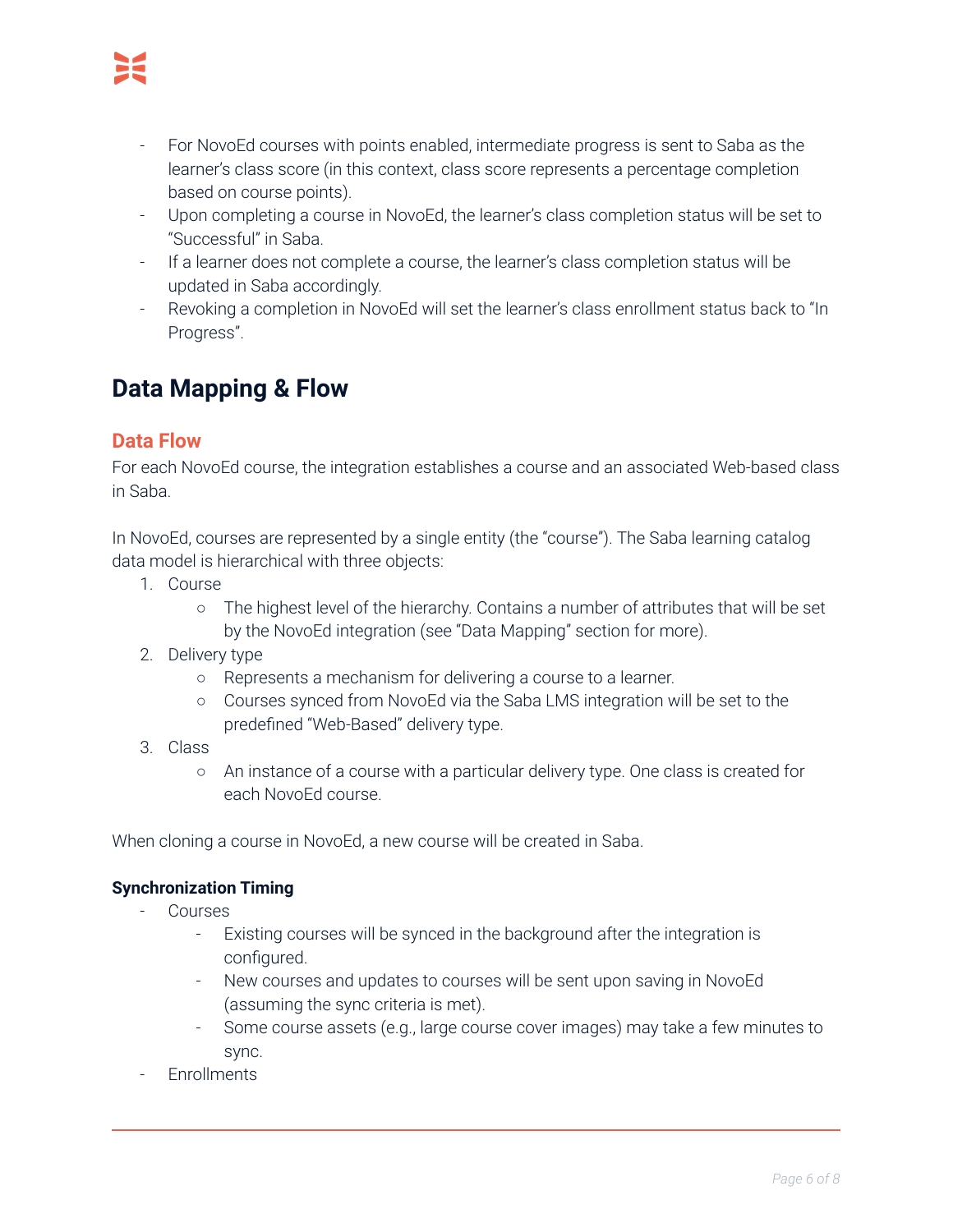- For NovoEd courses with points enabled, intermediate progress is sent to Saba as the learner's class score (in this context, class score represents a percentage completion based on course points).
- Upon completing a course in NovoEd, the learner's class completion status will be set to "Successful" in Saba.
- If a learner does not complete a course, the learner's class completion status will be updated in Saba accordingly.
- Revoking a completion in NovoEd will set the learner's class enrollment status back to "In Progress".

# Data Mapping & Flow

## Data Flow

For each NovoEd course, the integration establishes a course and an associated Web-based class in Saba.

In NovoEd, courses are represented by a single entity (the "course"). The Saba learning catalog data model is hierarchical with three objects:

1. Course
    - The highest level of the hierarchy. Contains a number of attributes that will be set by the NovoEd integration (see "Data Mapping" section for more).
2. Delivery type
    - Represents a mechanism for delivering a course to a learner.
    - Courses synced from NovoEd via the Saba LMS integration will be set to the predefined "Web-Based" delivery type.
3. Class
    - An instance of a course with a particular delivery type. One class is created for each NovoEd course.

When cloning a course in NovoEd, a new course will be created in Saba.

**Synchronization Timing**

- Courses
    - Existing courses will be synced in the background after the integration is configured.
    - New courses and updates to courses will be sent upon saving in NovoEd (assuming the sync criteria is met).
    - Some course assets (e.g., large course cover images) may take a few minutes to sync.
- Enrollments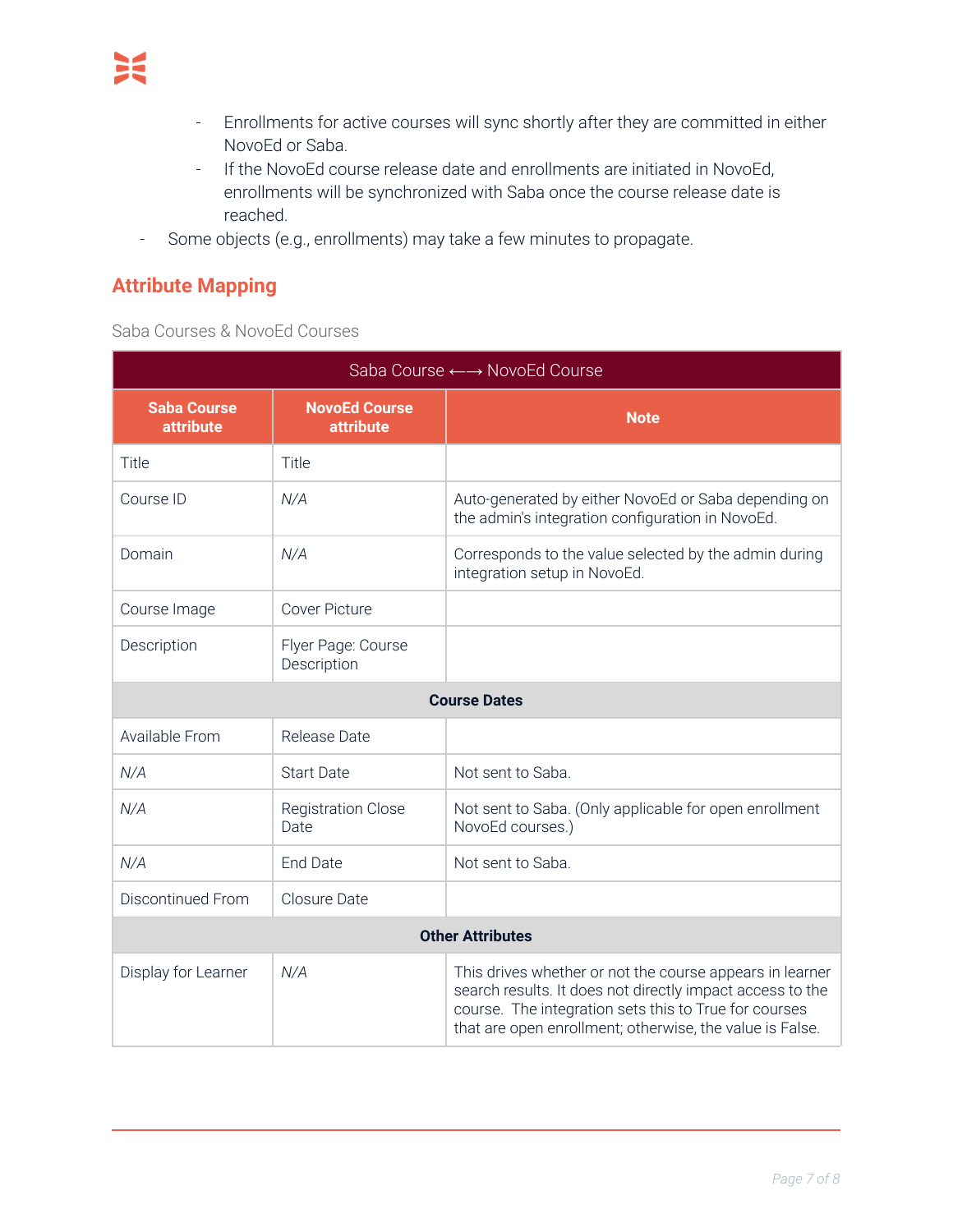- Enrollments for active courses will sync shortly after they are committed in either NovoEd or Saba.
  - If the NovoEd course release date and enrollments are initiated in NovoEd, enrollments will be synchronized with Saba once the course release date is reached.
- Some objects (e.g., enrollments) may take a few minutes to propagate.

## Attribute Mapping

Saba Courses & NovoEd Courses

| Saba Course ⟵⟶ NovoEd Course | | |
|---|---|---|
| **Saba Course attribute** | **NovoEd Course attribute** | **Note** |
| Title | Title | |
| Course ID | *N/A* | Auto-generated by either NovoEd or Saba depending on the admin's integration configuration in NovoEd. |
| Domain | *N/A* | Corresponds to the value selected by the admin during integration setup in NovoEd. |
| Course Image | Cover Picture | |
| Description | Flyer Page: Course Description | |
| **Course Dates** | | |
| Available From | Release Date | |
| *N/A* | Start Date | Not sent to Saba. |
| *N/A* | Registration Close Date | Not sent to Saba. (Only applicable for open enrollment NovoEd courses.) |
| *N/A* | End Date | Not sent to Saba. |
| Discontinued From | Closure Date | |
| **Other Attributes** | | |
| Display for Learner | *N/A* | This drives whether or not the course appears in learner search results. It does not directly impact access to the course. The integration sets this to True for courses that are open enrollment; otherwise, the value is False. |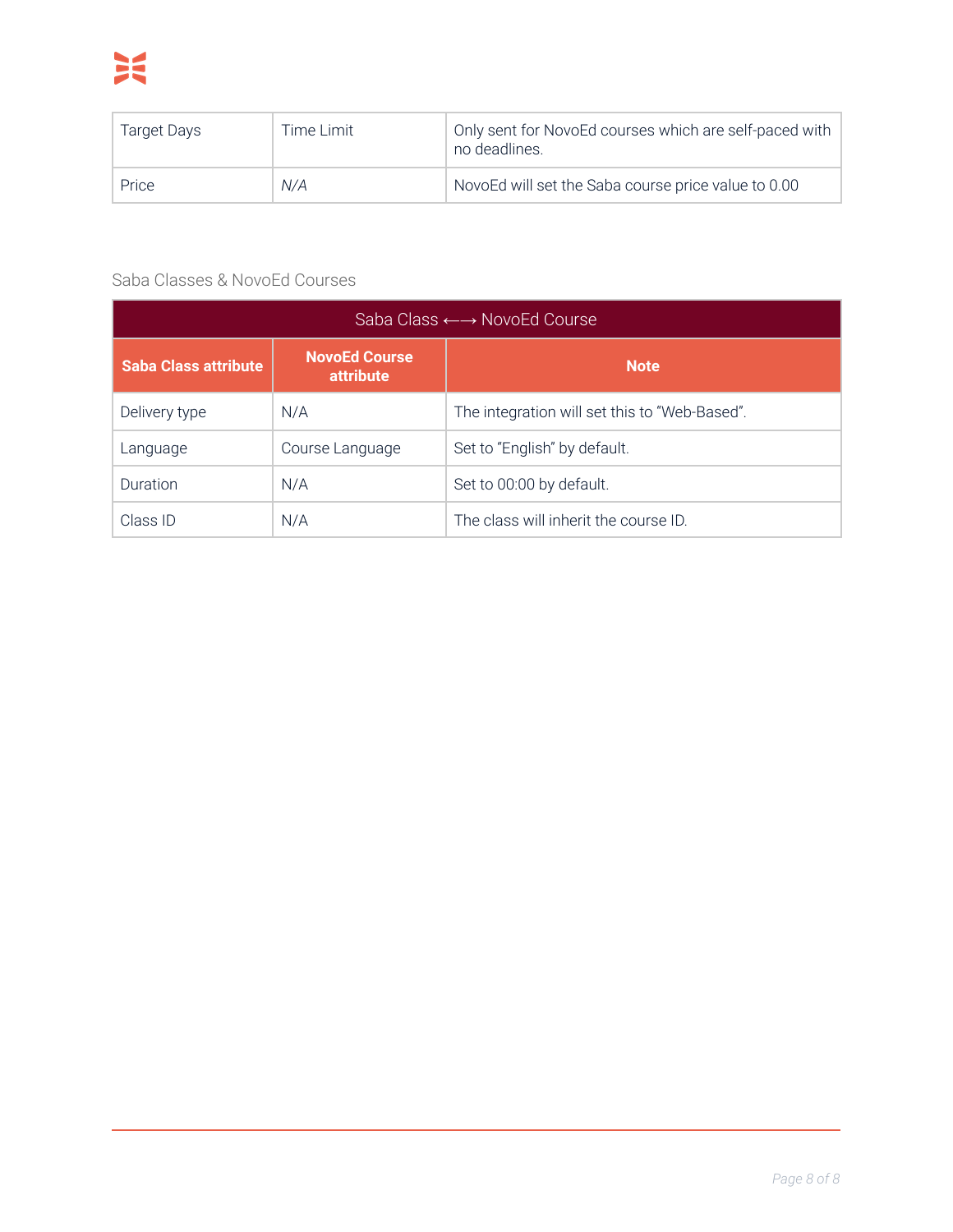| | | |
|---|---|---|
| Target Days | Time Limit | Only sent for NovoEd courses which are self-paced with no deadlines. |
| Price | *N/A* | NovoEd will set the Saba course price value to 0.00 |

### Saba Classes & NovoEd Courses

| Saba Class ←→ NovoEd Course | | |
|---|---|---|
| **Saba Class attribute** | **NovoEd Course attribute** | **Note** |
| Delivery type | N/A | The integration will set this to “Web-Based”. |
| Language | Course Language | Set to “English” by default. |
| Duration | N/A | Set to 00:00 by default. |
| Class ID | N/A | The class will inherit the course ID. |